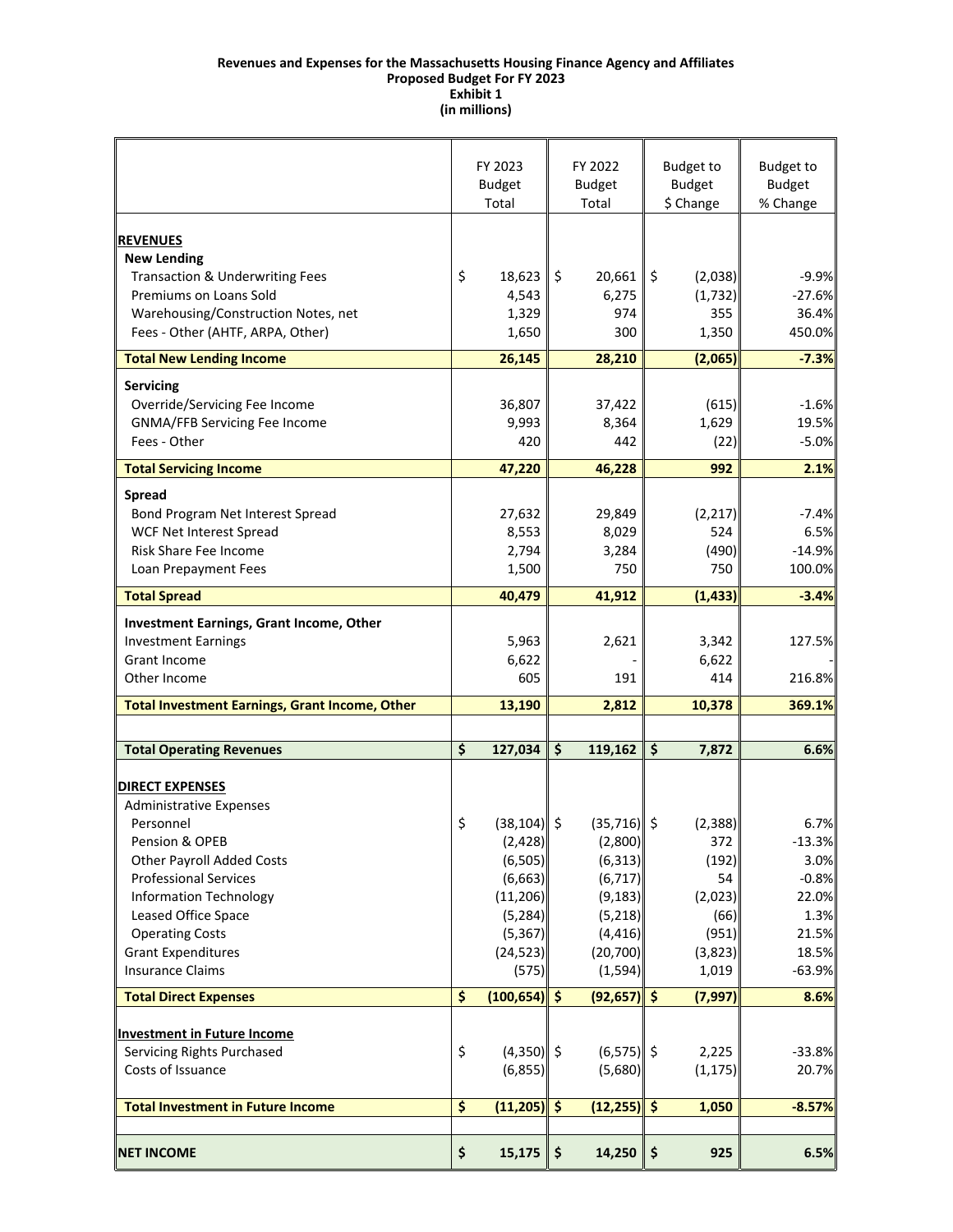**Revenues and Expenses for the Massachusetts Housing Finance Agency and Affiliates**
**Proposed Budget For FY 2023**
**Exhibit 1**
**(in millions)**

| | FY 2023 Budget Total | FY 2022 Budget Total | Budget to Budget $ Change | Budget to Budget % Change |
|---|---|---|---|---|
| **REVENUES** | | | | |
| **New Lending** | | | | |
| Transaction & Underwriting Fees | $ 18,623 | $ 20,661 | $ (2,038) | -9.9% |
| Premiums on Loans Sold | 4,543 | 6,275 | (1,732) | -27.6% |
| Warehousing/Construction Notes, net | 1,329 | 974 | 355 | 36.4% |
| Fees - Other (AHTF, ARPA, Other) | 1,650 | 300 | 1,350 | 450.0% |
| **Total New Lending Income** | **26,145** | **28,210** | **(2,065)** | **-7.3%** |
| **Servicing** | | | | |
| Override/Servicing Fee Income | 36,807 | 37,422 | (615) | -1.6% |
| GNMA/FFB Servicing Fee Income | 9,993 | 8,364 | 1,629 | 19.5% |
| Fees - Other | 420 | 442 | (22) | -5.0% |
| **Total Servicing Income** | **47,220** | **46,228** | **992** | **2.1%** |
| **Spread** | | | | |
| Bond Program Net Interest Spread | 27,632 | 29,849 | (2,217) | -7.4% |
| WCF Net Interest Spread | 8,553 | 8,029 | 524 | 6.5% |
| Risk Share Fee Income | 2,794 | 3,284 | (490) | -14.9% |
| Loan Prepayment Fees | 1,500 | 750 | 750 | 100.0% |
| **Total Spread** | **40,479** | **41,912** | **(1,433)** | **-3.4%** |
| **Investment Earnings, Grant Income, Other** | | | | |
| Investment Earnings | 5,963 | 2,621 | 3,342 | 127.5% |
| Grant Income | 6,622 | - | 6,622 | - |
| Other Income | 605 | 191 | 414 | 216.8% |
| **Total Investment Earnings, Grant Income, Other** | **13,190** | **2,812** | **10,378** | **369.1%** |
| **Total Operating Revenues** | **$ 127,034** | **$ 119,162** | **$ 7,872** | **6.6%** |
| **DIRECT EXPENSES** | | | | |
| Administrative Expenses | | | | |
| Personnel | $ (38,104) | $ (35,716) | $ (2,388) | 6.7% |
| Pension & OPEB | (2,428) | (2,800) | 372 | -13.3% |
| Other Payroll Added Costs | (6,505) | (6,313) | (192) | 3.0% |
| Professional Services | (6,663) | (6,717) | 54 | -0.8% |
| Information Technology | (11,206) | (9,183) | (2,023) | 22.0% |
| Leased Office Space | (5,284) | (5,218) | (66) | 1.3% |
| Operating Costs | (5,367) | (4,416) | (951) | 21.5% |
| Grant Expenditures | (24,523) | (20,700) | (3,823) | 18.5% |
| Insurance Claims | (575) | (1,594) | 1,019 | -63.9% |
| **Total Direct Expenses** | **$ (100,654)** | **$ (92,657)** | **$ (7,997)** | **8.6%** |
| **Investment in Future Income** | | | | |
| Servicing Rights Purchased | $ (4,350) | $ (6,575) | $ 2,225 | -33.8% |
| Costs of Issuance | (6,855) | (5,680) | (1,175) | 20.7% |
| **Total Investment in Future Income** | **$ (11,205)** | **$ (12,255)** | **$ 1,050** | **-8.57%** |
| **NET INCOME** | **$ 15,175** | **$ 14,250** | **$ 925** | **6.5%** |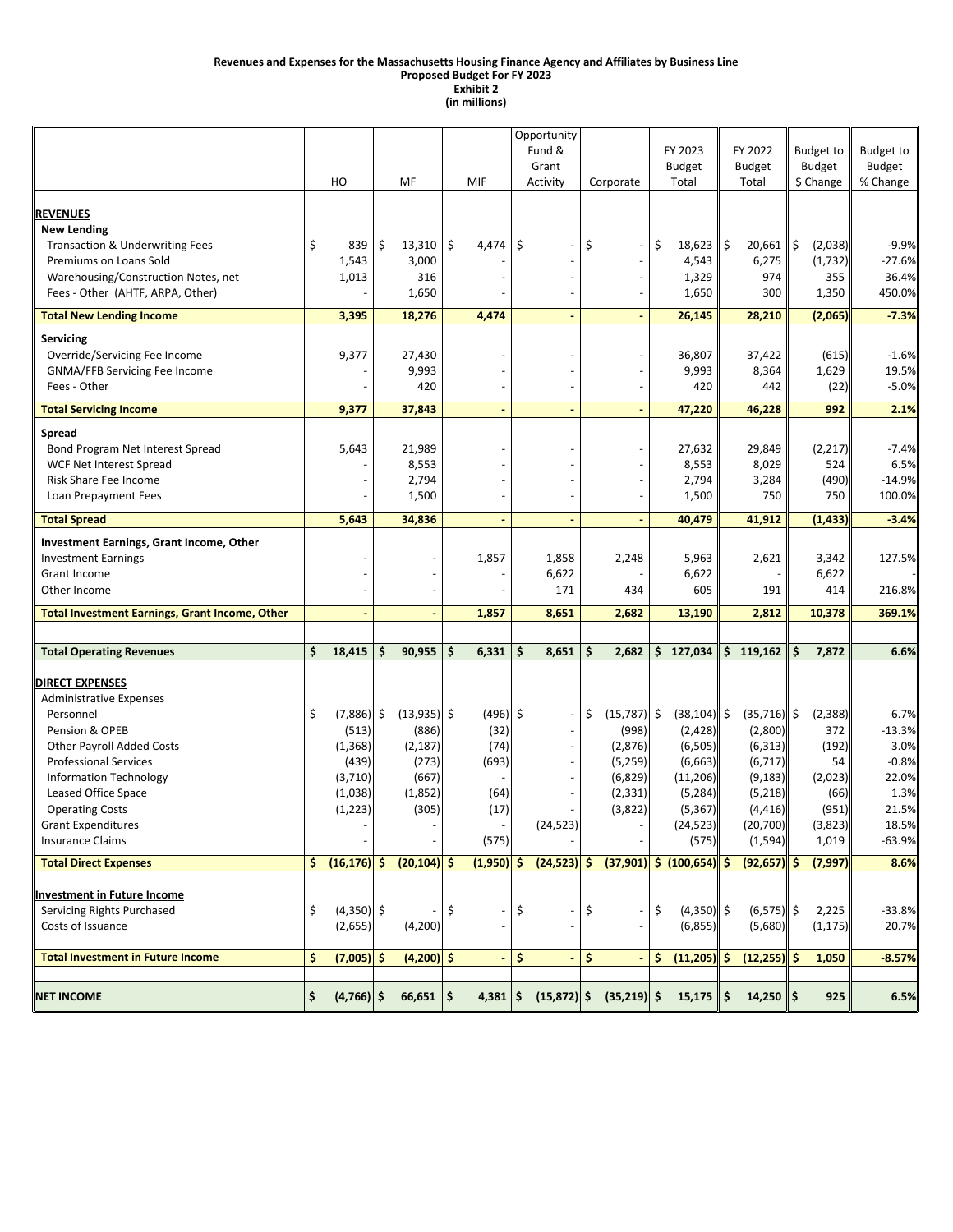**Revenues and Expenses for the Massachusetts Housing Finance Agency and Affiliates by Business Line**
**Proposed Budget For FY 2023**
**Exhibit 2**
**(in millions)**

| | HO | MF | MIF | Opportunity Fund & Grant Activity | Corporate | FY 2023 Budget Total | FY 2022 Budget Total | Budget to Budget $ Change | Budget to Budget % Change |
|---|---|---|---|---|---|---|---|---|---|
| **REVENUES** | | | | | | | | | |
| **New Lending** | | | | | | | | | |
| Transaction & Underwriting Fees | $ 839 | $ 13,310 | $ 4,474 | $ - | $ - | $ 18,623 | $ 20,661 | $ (2,038) | -9.9% |
| Premiums on Loans Sold | 1,543 | 3,000 | - | - | - | 4,543 | 6,275 | (1,732) | -27.6% |
| Warehousing/Construction Notes, net | 1,013 | 316 | - | - | - | 1,329 | 974 | 355 | 36.4% |
| Fees - Other (AHTF, ARPA, Other) | - | 1,650 | - | - | - | 1,650 | 300 | 1,350 | 450.0% |
| **Total New Lending Income** | **3,395** | **18,276** | **4,474** | **-** | **-** | **26,145** | **28,210** | **(2,065)** | **-7.3%** |
| **Servicing** | | | | | | | | | |
| Override/Servicing Fee Income | 9,377 | 27,430 | - | - | - | 36,807 | 37,422 | (615) | -1.6% |
| GNMA/FFB Servicing Fee Income | - | 9,993 | - | - | - | 9,993 | 8,364 | 1,629 | 19.5% |
| Fees - Other | - | 420 | - | - | - | 420 | 442 | (22) | -5.0% |
| **Total Servicing Income** | **9,377** | **37,843** | **-** | **-** | **-** | **47,220** | **46,228** | **992** | **2.1%** |
| **Spread** | | | | | | | | | |
| Bond Program Net Interest Spread | 5,643 | 21,989 | - | - | - | 27,632 | 29,849 | (2,217) | -7.4% |
| WCF Net Interest Spread | - | 8,553 | - | - | - | 8,553 | 8,029 | 524 | 6.5% |
| Risk Share Fee Income | - | 2,794 | - | - | - | 2,794 | 3,284 | (490) | -14.9% |
| Loan Prepayment Fees | - | 1,500 | - | - | - | 1,500 | 750 | 750 | 100.0% |
| **Total Spread** | **5,643** | **34,836** | **-** | **-** | **-** | **40,479** | **41,912** | **(1,433)** | **-3.4%** |
| **Investment Earnings, Grant Income, Other** | | | | | | | | | |
| Investment Earnings | - | - | 1,857 | 1,858 | 2,248 | 5,963 | 2,621 | 3,342 | 127.5% |
| Grant Income | - | - | - | 6,622 | - | 6,622 | - | 6,622 | - |
| Other Income | - | - | - | 171 | 434 | 605 | 191 | 414 | 216.8% |
| **Total Investment Earnings, Grant Income, Other** | **-** | **-** | **1,857** | **8,651** | **2,682** | **13,190** | **2,812** | **10,378** | **369.1%** |
| **Total Operating Revenues** | **$ 18,415** | **$ 90,955** | **$ 6,331** | **$ 8,651** | **$ 2,682** | **$ 127,034** | **$ 119,162** | **$ 7,872** | **6.6%** |
| **DIRECT EXPENSES** | | | | | | | | | |
| Administrative Expenses | | | | | | | | | |
| Personnel | $ (7,886) | $ (13,935) | $ (496) | $ - | $ (15,787) | $ (38,104) | $ (35,716) | $ (2,388) | 6.7% |
| Pension & OPEB | (513) | (886) | (32) | - | (998) | (2,428) | (2,800) | 372 | -13.3% |
| Other Payroll Added Costs | (1,368) | (2,187) | (74) | - | (2,876) | (6,505) | (6,313) | (192) | 3.0% |
| Professional Services | (439) | (273) | (693) | - | (5,259) | (6,663) | (6,717) | 54 | -0.8% |
| Information Technology | (3,710) | (667) | - | - | (6,829) | (11,206) | (9,183) | (2,023) | 22.0% |
| Leased Office Space | (1,038) | (1,852) | (64) | - | (2,331) | (5,284) | (5,218) | (66) | 1.3% |
| Operating Costs | (1,223) | (305) | (17) | - | (3,822) | (5,367) | (4,416) | (951) | 21.5% |
| Grant Expenditures | - | - | - | (24,523) | - | (24,523) | (20,700) | (3,823) | 18.5% |
| Insurance Claims | - | - | (575) | - | - | (575) | (1,594) | 1,019 | -63.9% |
| **Total Direct Expenses** | **$ (16,176)** | **$ (20,104)** | **$ (1,950)** | **$ (24,523)** | **$ (37,901)** | **$ (100,654)** | **$ (92,657)** | **$ (7,997)** | **8.6%** |
| **Investment in Future Income** | | | | | | | | | |
| Servicing Rights Purchased | $ (4,350) | $ - | $ - | $ - | $ - | $ (4,350) | $ (6,575) | $ 2,225 | -33.8% |
| Costs of Issuance | (2,655) | (4,200) | - | - | - | (6,855) | (5,680) | (1,175) | 20.7% |
| **Total Investment in Future Income** | **$ (7,005)** | **$ (4,200)** | **$ -** | **$ -** | **$ -** | **$ (11,205)** | **$ (12,255)** | **$ 1,050** | **-8.57%** |
| **NET INCOME** | **$ (4,766)** | **$ 66,651** | **$ 4,381** | **$ (15,872)** | **$ (35,219)** | **$ 15,175** | **$ 14,250** | **$ 925** | **6.5%** |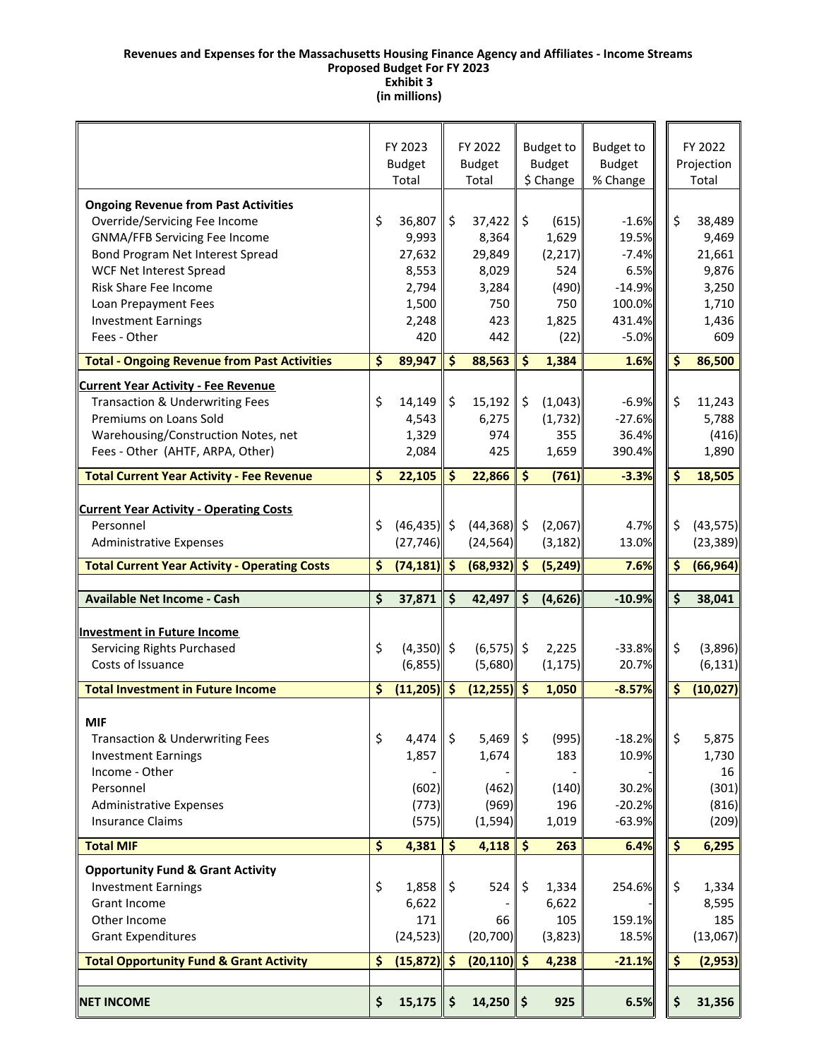**Revenues and Expenses for the Massachusetts Housing Finance Agency and Affiliates - Income Streams**
**Proposed Budget For FY 2023**
**Exhibit 3**
**(in millions)**

| | FY 2023 Budget Total | FY 2022 Budget Total | Budget to Budget $ Change | Budget to Budget % Change | FY 2022 Projection Total |
|---|---|---|---|---|---|
| **Ongoing Revenue from Past Activities** | | | | | |
| Override/Servicing Fee Income | $ 36,807 | $ 37,422 | $ (615) | -1.6% | $ 38,489 |
| GNMA/FFB Servicing Fee Income | 9,993 | 8,364 | 1,629 | 19.5% | 9,469 |
| Bond Program Net Interest Spread | 27,632 | 29,849 | (2,217) | -7.4% | 21,661 |
| WCF Net Interest Spread | 8,553 | 8,029 | 524 | 6.5% | 9,876 |
| Risk Share Fee Income | 2,794 | 3,284 | (490) | -14.9% | 3,250 |
| Loan Prepayment Fees | 1,500 | 750 | 750 | 100.0% | 1,710 |
| Investment Earnings | 2,248 | 423 | 1,825 | 431.4% | 1,436 |
| Fees - Other | 420 | 442 | (22) | -5.0% | 609 |
| **Total - Ongoing Revenue from Past Activities** | **$ 89,947** | **$ 88,563** | **$ 1,384** | **1.6%** | **$ 86,500** |
| **Current Year Activity - Fee Revenue** | | | | | |
| Transaction & Underwriting Fees | $ 14,149 | $ 15,192 | $ (1,043) | -6.9% | $ 11,243 |
| Premiums on Loans Sold | 4,543 | 6,275 | (1,732) | -27.6% | 5,788 |
| Warehousing/Construction Notes, net | 1,329 | 974 | 355 | 36.4% | (416) |
| Fees - Other (AHTF, ARPA, Other) | 2,084 | 425 | 1,659 | 390.4% | 1,890 |
| **Total Current Year Activity - Fee Revenue** | **$ 22,105** | **$ 22,866** | **$ (761)** | **-3.3%** | **$ 18,505** |
| **Current Year Activity - Operating Costs** | | | | | |
| Personnel | $ (46,435) | $ (44,368) | $ (2,067) | 4.7% | $ (43,575) |
| Administrative Expenses | (27,746) | (24,564) | (3,182) | 13.0% | (23,389) |
| **Total Current Year Activity - Operating Costs** | **$ (74,181)** | **$ (68,932)** | **$ (5,249)** | **7.6%** | **$ (66,964)** |
| **Available Net Income - Cash** | **$ 37,871** | **$ 42,497** | **$ (4,626)** | **-10.9%** | **$ 38,041** |
| **Investment in Future Income** | | | | | |
| Servicing Rights Purchased | $ (4,350) | $ (6,575) | $ 2,225 | -33.8% | $ (3,896) |
| Costs of Issuance | (6,855) | (5,680) | (1,175) | 20.7% | (6,131) |
| **Total Investment in Future Income** | **$ (11,205)** | **$ (12,255)** | **$ 1,050** | **-8.57%** | **$ (10,027)** |
| **MIF** | | | | | |
| Transaction & Underwriting Fees | $ 4,474 | $ 5,469 | $ (995) | -18.2% | $ 5,875 |
| Investment Earnings | 1,857 | 1,674 | 183 | 10.9% | 1,730 |
| Income - Other | - | - | - | - | 16 |
| Personnel | (602) | (462) | (140) | 30.2% | (301) |
| Administrative Expenses | (773) | (969) | 196 | -20.2% | (816) |
| Insurance Claims | (575) | (1,594) | 1,019 | -63.9% | (209) |
| **Total MIF** | **$ 4,381** | **$ 4,118** | **$ 263** | **6.4%** | **$ 6,295** |
| **Opportunity Fund & Grant Activity** | | | | | |
| Investment Earnings | $ 1,858 | $ 524 | $ 1,334 | 254.6% | $ 1,334 |
| Grant Income | 6,622 | - | 6,622 | - | 8,595 |
| Other Income | 171 | 66 | 105 | 159.1% | 185 |
| Grant Expenditures | (24,523) | (20,700) | (3,823) | 18.5% | (13,067) |
| **Total Opportunity Fund & Grant Activity** | **$ (15,872)** | **$ (20,110)** | **$ 4,238** | **-21.1%** | **$ (2,953)** |
| **NET INCOME** | **$ 15,175** | **$ 14,250** | **$ 925** | **6.5%** | **$ 31,356** |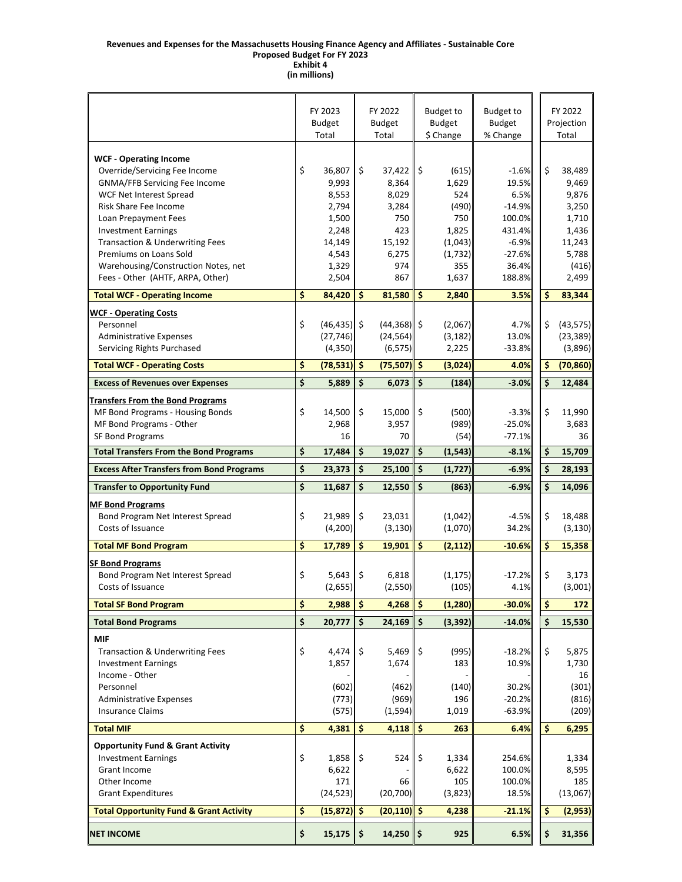**Revenues and Expenses for the Massachusetts Housing Finance Agency and Affiliates - Sustainable Core**
**Proposed Budget For FY 2023**
**Exhibit 4**
**(in millions)**

| | FY 2023 Budget Total | FY 2022 Budget Total | Budget to Budget $ Change | Budget to Budget % Change | FY 2022 Projection Total |
|---|---|---|---|---|---|
| **WCF - Operating Income** | | | | | |
| Override/Servicing Fee Income | $ 36,807 | $ 37,422 | $ (615) | -1.6% | $ 38,489 |
| GNMA/FFB Servicing Fee Income | 9,993 | 8,364 | 1,629 | 19.5% | 9,469 |
| WCF Net Interest Spread | 8,553 | 8,029 | 524 | 6.5% | 9,876 |
| Risk Share Fee Income | 2,794 | 3,284 | (490) | -14.9% | 3,250 |
| Loan Prepayment Fees | 1,500 | 750 | 750 | 100.0% | 1,710 |
| Investment Earnings | 2,248 | 423 | 1,825 | 431.4% | 1,436 |
| Transaction & Underwriting Fees | 14,149 | 15,192 | (1,043) | -6.9% | 11,243 |
| Premiums on Loans Sold | 4,543 | 6,275 | (1,732) | -27.6% | 5,788 |
| Warehousing/Construction Notes, net | 1,329 | 974 | 355 | 36.4% | (416) |
| Fees - Other (AHTF, ARPA, Other) | 2,504 | 867 | 1,637 | 188.8% | 2,499 |
| **Total WCF - Operating Income** | **$ 84,420** | **$ 81,580** | **$ 2,840** | **3.5%** | **$ 83,344** |
| **WCF - Operating Costs** | | | | | |
| Personnel | $ (46,435) | $ (44,368) | $ (2,067) | 4.7% | $ (43,575) |
| Administrative Expenses | (27,746) | (24,564) | (3,182) | 13.0% | (23,389) |
| Servicing Rights Purchased | (4,350) | (6,575) | 2,225 | -33.8% | (3,896) |
| **Total WCF - Operating Costs** | **$ (78,531)** | **$ (75,507)** | **$ (3,024)** | **4.0%** | **$ (70,860)** |
| **Excess of Revenues over Expenses** | **$ 5,889** | **$ 6,073** | **$ (184)** | **-3.0%** | **$ 12,484** |
| **Transfers From the Bond Programs** | | | | | |
| MF Bond Programs - Housing Bonds | $ 14,500 | $ 15,000 | $ (500) | -3.3% | $ 11,990 |
| MF Bond Programs - Other | 2,968 | 3,957 | (989) | -25.0% | 3,683 |
| SF Bond Programs | 16 | 70 | (54) | -77.1% | 36 |
| **Total Transfers From the Bond Programs** | **$ 17,484** | **$ 19,027** | **$ (1,543)** | **-8.1%** | **$ 15,709** |
| **Excess After Transfers from Bond Programs** | **$ 23,373** | **$ 25,100** | **$ (1,727)** | **-6.9%** | **$ 28,193** |
| **Transfer to Opportunity Fund** | **$ 11,687** | **$ 12,550** | **$ (863)** | **-6.9%** | **$ 14,096** |
| **MF Bond Programs** | | | | | |
| Bond Program Net Interest Spread | $ 21,989 | $ 23,031 | (1,042) | -4.5% | $ 18,488 |
| Costs of Issuance | (4,200) | (3,130) | (1,070) | 34.2% | (3,130) |
| **Total MF Bond Program** | **$ 17,789** | **$ 19,901** | **$ (2,112)** | **-10.6%** | **$ 15,358** |
| **SF Bond Programs** | | | | | |
| Bond Program Net Interest Spread | $ 5,643 | $ 6,818 | (1,175) | -17.2% | $ 3,173 |
| Costs of Issuance | (2,655) | (2,550) | (105) | 4.1% | (3,001) |
| **Total SF Bond Program** | **$ 2,988** | **$ 4,268** | **$ (1,280)** | **-30.0%** | **$ 172** |
| **Total Bond Programs** | **$ 20,777** | **$ 24,169** | **$ (3,392)** | **-14.0%** | **$ 15,530** |
| **MIF** | | | | | |
| Transaction & Underwriting Fees | $ 4,474 | $ 5,469 | $ (995) | -18.2% | $ 5,875 |
| Investment Earnings | 1,857 | 1,674 | 183 | 10.9% | 1,730 |
| Income - Other | - | - | - | | 16 |
| Personnel | (602) | (462) | (140) | 30.2% | (301) |
| Administrative Expenses | (773) | (969) | 196 | -20.2% | (816) |
| Insurance Claims | (575) | (1,594) | 1,019 | -63.9% | (209) |
| **Total MIF** | **$ 4,381** | **$ 4,118** | **$ 263** | **6.4%** | **$ 6,295** |
| **Opportunity Fund & Grant Activity** | | | | | |
| Investment Earnings | $ 1,858 | $ 524 | $ 1,334 | 254.6% | 1,334 |
| Grant Income | 6,622 | - | 6,622 | 100.0% | 8,595 |
| Other Income | 171 | 66 | 105 | 100.0% | 185 |
| Grant Expenditures | (24,523) | (20,700) | (3,823) | 18.5% | (13,067) |
| **Total Opportunity Fund & Grant Activity** | **$ (15,872)** | **$ (20,110)** | **$ 4,238** | **-21.1%** | **$ (2,953)** |
| **NET INCOME** | **$ 15,175** | **$ 14,250** | **$ 925** | **6.5%** | **$ 31,356** |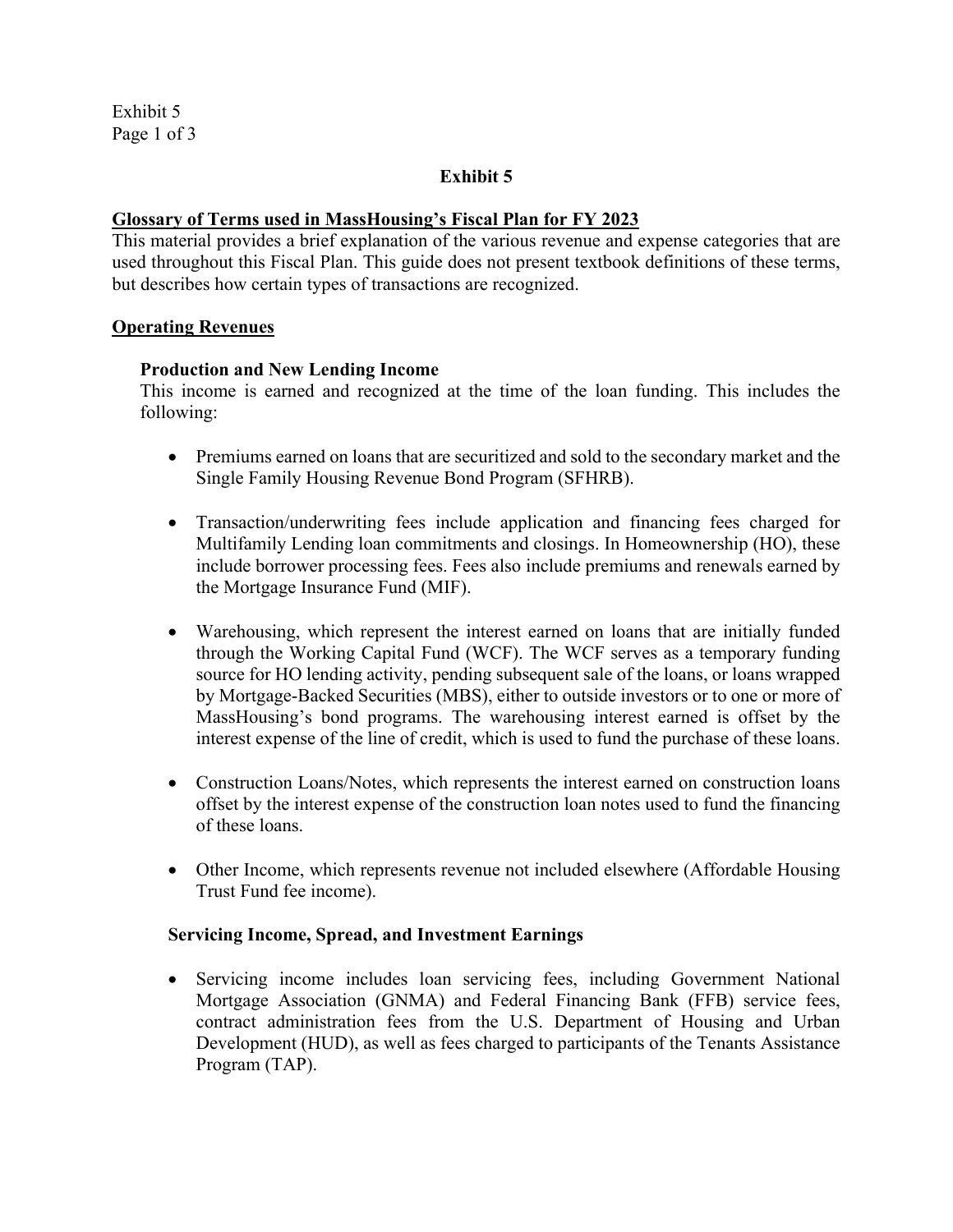# Exhibit 5

## Glossary of Terms used in MassHousing's Fiscal Plan for FY 2023

This material provides a brief explanation of the various revenue and expense categories that are used throughout this Fiscal Plan. This guide does not present textbook definitions of these terms, but describes how certain types of transactions are recognized.

## Operating Revenues

### Production and New Lending Income

This income is earned and recognized at the time of the loan funding. This includes the following:

- Premiums earned on loans that are securitized and sold to the secondary market and the Single Family Housing Revenue Bond Program (SFHRB).
- Transaction/underwriting fees include application and financing fees charged for Multifamily Lending loan commitments and closings. In Homeownership (HO), these include borrower processing fees. Fees also include premiums and renewals earned by the Mortgage Insurance Fund (MIF).
- Warehousing, which represent the interest earned on loans that are initially funded through the Working Capital Fund (WCF). The WCF serves as a temporary funding source for HO lending activity, pending subsequent sale of the loans, or loans wrapped by Mortgage-Backed Securities (MBS), either to outside investors or to one or more of MassHousing's bond programs. The warehousing interest earned is offset by the interest expense of the line of credit, which is used to fund the purchase of these loans.
- Construction Loans/Notes, which represents the interest earned on construction loans offset by the interest expense of the construction loan notes used to fund the financing of these loans.
- Other Income, which represents revenue not included elsewhere (Affordable Housing Trust Fund fee income).

### Servicing Income, Spread, and Investment Earnings

- Servicing income includes loan servicing fees, including Government National Mortgage Association (GNMA) and Federal Financing Bank (FFB) service fees, contract administration fees from the U.S. Department of Housing and Urban Development (HUD), as well as fees charged to participants of the Tenants Assistance Program (TAP).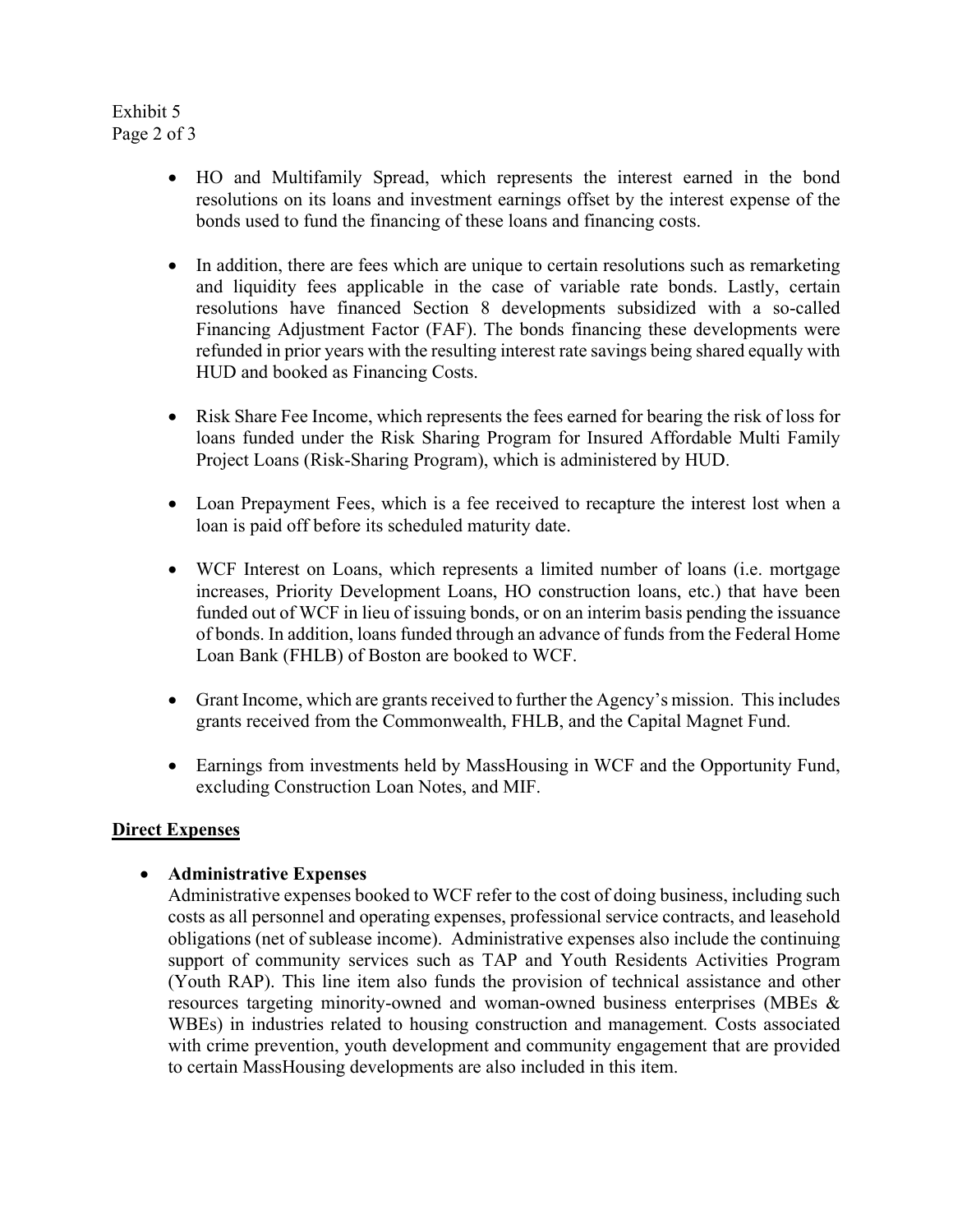- HO and Multifamily Spread, which represents the interest earned in the bond resolutions on its loans and investment earnings offset by the interest expense of the bonds used to fund the financing of these loans and financing costs.

- In addition, there are fees which are unique to certain resolutions such as remarketing and liquidity fees applicable in the case of variable rate bonds. Lastly, certain resolutions have financed Section 8 developments subsidized with a so-called Financing Adjustment Factor (FAF). The bonds financing these developments were refunded in prior years with the resulting interest rate savings being shared equally with HUD and booked as Financing Costs.

- Risk Share Fee Income, which represents the fees earned for bearing the risk of loss for loans funded under the Risk Sharing Program for Insured Affordable Multi Family Project Loans (Risk-Sharing Program), which is administered by HUD.

- Loan Prepayment Fees, which is a fee received to recapture the interest lost when a loan is paid off before its scheduled maturity date.

- WCF Interest on Loans, which represents a limited number of loans (i.e. mortgage increases, Priority Development Loans, HO construction loans, etc.) that have been funded out of WCF in lieu of issuing bonds, or on an interim basis pending the issuance of bonds. In addition, loans funded through an advance of funds from the Federal Home Loan Bank (FHLB) of Boston are booked to WCF.

- Grant Income, which are grants received to further the Agency's mission. This includes grants received from the Commonwealth, FHLB, and the Capital Magnet Fund.

- Earnings from investments held by MassHousing in WCF and the Opportunity Fund, excluding Construction Loan Notes, and MIF.

## Direct Expenses

- **Administrative Expenses**
  Administrative expenses booked to WCF refer to the cost of doing business, including such costs as all personnel and operating expenses, professional service contracts, and leasehold obligations (net of sublease income). Administrative expenses also include the continuing support of community services such as TAP and Youth Residents Activities Program (Youth RAP). This line item also funds the provision of technical assistance and other resources targeting minority-owned and woman-owned business enterprises (MBEs & WBEs) in industries related to housing construction and management. Costs associated with crime prevention, youth development and community engagement that are provided to certain MassHousing developments are also included in this item.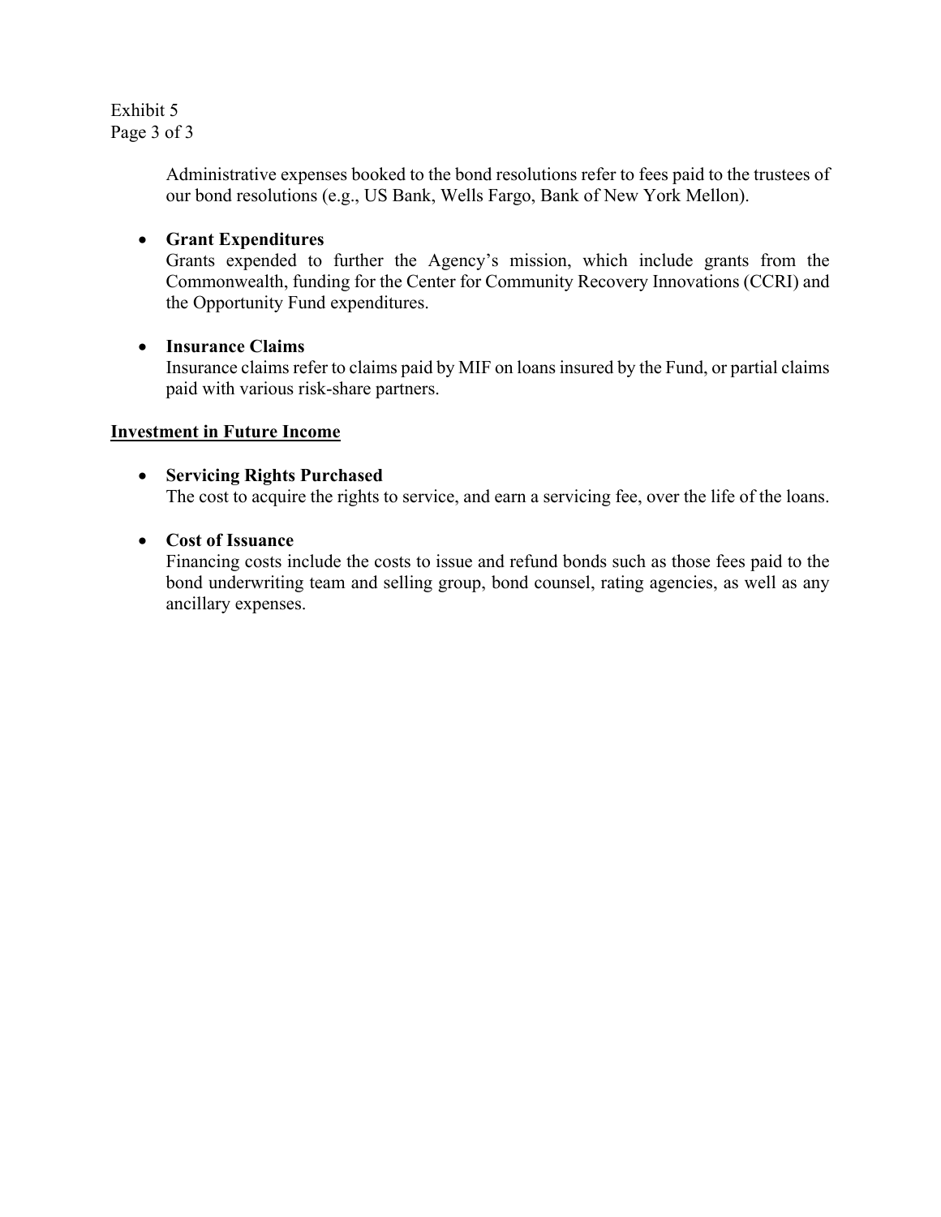Administrative expenses booked to the bond resolutions refer to fees paid to the trustees of our bond resolutions (e.g., US Bank, Wells Fargo, Bank of New York Mellon).

- **Grant Expenditures**
  Grants expended to further the Agency's mission, which include grants from the Commonwealth, funding for the Center for Community Recovery Innovations (CCRI) and the Opportunity Fund expenditures.

- **Insurance Claims**
  Insurance claims refer to claims paid by MIF on loans insured by the Fund, or partial claims paid with various risk-share partners.

<u>**Investment in Future Income**</u>

- **Servicing Rights Purchased**
  The cost to acquire the rights to service, and earn a servicing fee, over the life of the loans.

- **Cost of Issuance**
  Financing costs include the costs to issue and refund bonds such as those fees paid to the bond underwriting team and selling group, bond counsel, rating agencies, as well as any ancillary expenses.